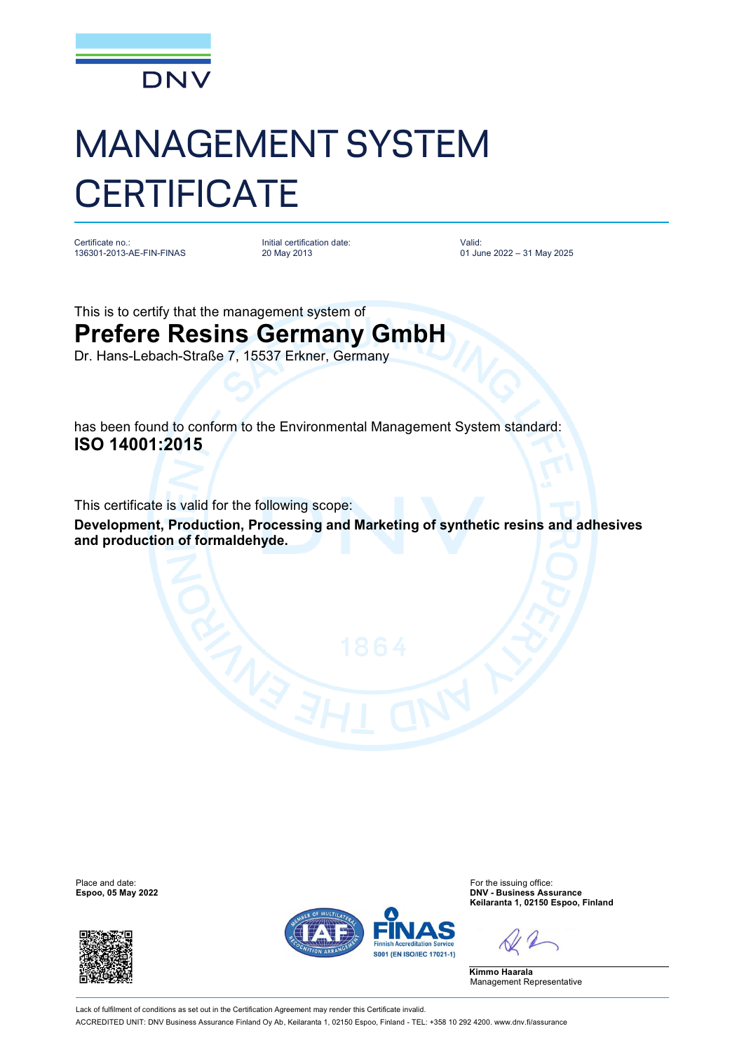DNV

# MANAGEMENT SYSTEM CERTIFICATE

Certificate no.:
136301-2013-AE-FIN-FINAS

Initial certification date:
20 May 2013

Valid:
01 June 2022 – 31 May 2025

This is to certify that the management system of

## Prefere Resins Germany GmbH

Dr. Hans-Lebach-Straße 7, 15537 Erkner, Germany

has been found to conform to the Environmental Management System standard:

**ISO 14001:2015**

This certificate is valid for the following scope:

**Development, Production, Processing and Marketing of synthetic resins and adhesives and production of formaldehyde.**

Place and date:
**Espoo, 05 May 2022**

For the issuing office:
**DNV - Business Assurance**
**Keilaranta 1, 02150 Espoo, Finland**

Finnish Accreditation Service
S001 (EN ISO/IEC 17021-1)

**Kimmo Haarala**
Management Representative

Lack of fulfilment of conditions as set out in the Certification Agreement may render this Certificate invalid.

ACCREDITED UNIT: DNV Business Assurance Finland Oy Ab, Keilaranta 1, 02150 Espoo, Finland - TEL: +358 10 292 4200. www.dnv.fi/assurance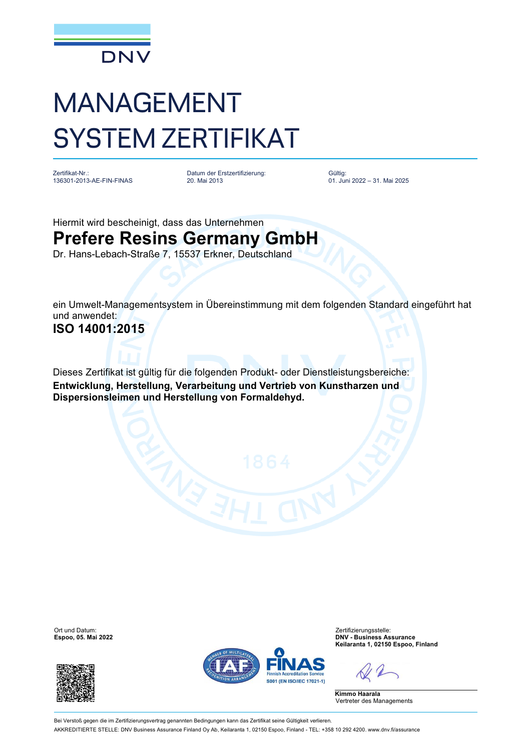DNV

# MANAGEMENT SYSTEM ZERTIFIKAT

Zertifikat-Nr.:
136301-2013-AE-FIN-FINAS

Datum der Erstzertifizierung:
20. Mai 2013

Gültig:
01. Juni 2022 – 31. Mai 2025

Hiermit wird bescheinigt, dass das Unternehmen

## Prefere Resins Germany GmbH

Dr. Hans-Lebach-Straße 7, 15537 Erkner, Deutschland

ein Umwelt-Managementsystem in Übereinstimmung mit dem folgenden Standard eingeführt hat und anwendet:

## ISO 14001:2015

Dieses Zertifikat ist gültig für die folgenden Produkt- oder Dienstleistungsbereiche:

**Entwicklung, Herstellung, Verarbeitung und Vertrieb von Kunstharzen und Dispersionsleimen und Herstellung von Formaldehyd.**

Ort und Datum:
**Espoo, 05. Mai 2022**

Zertifizierungsstelle:
**DNV - Business Assurance**
**Keilaranta 1, 02150 Espoo, Finland**

FINAS
Finnish Accreditation Service
S001 (EN ISO/IEC 17021-1)

**Kimmo Haarala**
Vertreter des Managements

Bei Verstoß gegen die im Zertifizierungsvertrag genannten Bedingungen kann das Zertifikat seine Gültigkeit verlieren.

AKKREDITIERTE STELLE: DNV Business Assurance Finland Oy Ab, Keilaranta 1, 02150 Espoo, Finland - TEL: +358 10 292 4200. www.dnv.fi/assurance